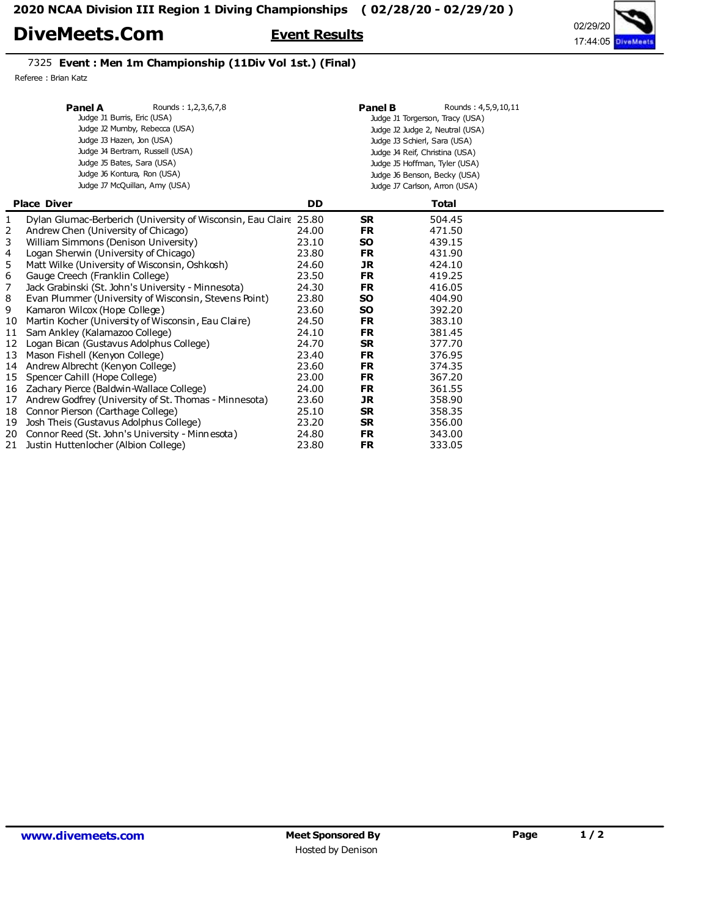# 2020 NCAA Division III Region 1 Diving Championships ( 02/28/20 - 02/29/20 )

**DiveMeets.Com** **Event Results**

02/29/20
17:44:05

## 7325 Event : Men 1m Championship (11Div Vol 1st.) (Final)

Referee : Brian Katz

**Panel A** Rounds : 1,2,3,6,7,8

- Judge J1 Burris, Eric (USA)
- Judge J2 Mumby, Rebecca (USA)
- Judge J3 Hazen, Jon (USA)
- Judge J4 Bertram, Russell (USA)
- Judge J5 Bates, Sara (USA)
- Judge J6 Kontura, Ron (USA)
- Judge J7 McQuillan, Amy (USA)

**Panel B** Rounds : 4,5,9,10,11

- Judge J1 Torgerson, Tracy (USA)
- Judge J2 Judge 2, Neutral (USA)
- Judge J3 Schierl, Sara (USA)
- Judge J4 Reif, Christina (USA)
- Judge J5 Hoffman, Tyler (USA)
- Judge J6 Benson, Becky (USA)
- Judge J7 Carlson, Arron (USA)

| Place | Diver | DD | | Total |
|---|---|---|---|---|
| 1 | Dylan Glumac-Berberich (University of Wisconsin, Eau Claire | 25.80 | **SR** | 504.45 |
| 2 | Andrew Chen (University of Chicago) | 24.00 | **FR** | 471.50 |
| 3 | William Simmons (Denison University) | 23.10 | **SO** | 439.15 |
| 4 | Logan Sherwin (University of Chicago) | 23.80 | **FR** | 431.90 |
| 5 | Matt Wilke (University of Wisconsin, Oshkosh) | 24.60 | **JR** | 424.10 |
| 6 | Gauge Creech (Franklin College) | 23.50 | **FR** | 419.25 |
| 7 | Jack Grabinski (St. John's University - Minnesota) | 24.30 | **FR** | 416.05 |
| 8 | Evan Plummer (University of Wisconsin, Stevens Point) | 23.80 | **SO** | 404.90 |
| 9 | Kamaron Wilcox (Hope College) | 23.60 | **SO** | 392.20 |
| 10 | Martin Kocher (University of Wisconsin, Eau Claire) | 24.50 | **FR** | 383.10 |
| 11 | Sam Ankley (Kalamazoo College) | 24.10 | **FR** | 381.45 |
| 12 | Logan Bican (Gustavus Adolphus College) | 24.70 | **SR** | 377.70 |
| 13 | Mason Fishell (Kenyon College) | 23.40 | **FR** | 376.95 |
| 14 | Andrew Albrecht (Kenyon College) | 23.60 | **FR** | 374.35 |
| 15 | Spencer Cahill (Hope College) | 23.00 | **FR** | 367.20 |
| 16 | Zachary Pierce (Baldwin-Wallace College) | 24.00 | **FR** | 361.55 |
| 17 | Andrew Godfrey (University of St. Thomas - Minnesota) | 23.60 | **JR** | 358.90 |
| 18 | Connor Pierson (Carthage College) | 25.10 | **SR** | 358.35 |
| 19 | Josh Theis (Gustavus Adolphus College) | 23.20 | **SR** | 356.00 |
| 20 | Connor Reed (St. John's University - Minnesota) | 24.80 | **FR** | 343.00 |
| 21 | Justin Huttenlocher (Albion College) | 23.80 | **FR** | 333.05 |

www.divemeets.com — Meet Sponsored By — Hosted by Denison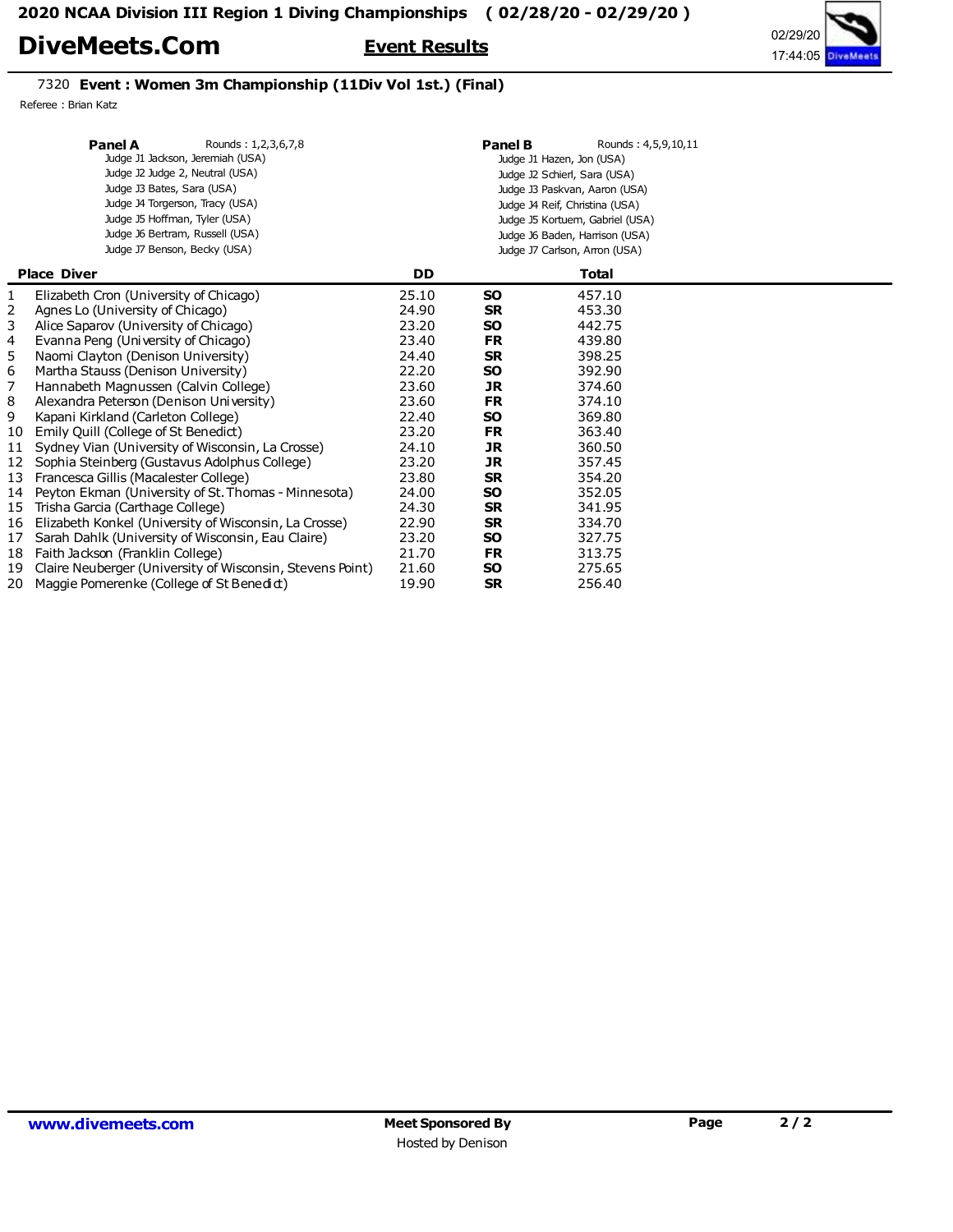# 2020 NCAA Division III Region 1 Diving Championships ( 02/28/20 - 02/29/20 )

**DiveMeets.Com** **Event Results**

02/29/20
17:44:05

7320 **Event : Women 3m Championship (11Div Vol 1st.) (Final)**

Referee : Brian Katz

**Panel A** Rounds : 1,2,3,6,7,8

- Judge J1 Jackson, Jeremiah (USA)
- Judge J2 Judge 2, Neutral (USA)
- Judge J3 Bates, Sara (USA)
- Judge J4 Torgerson, Tracy (USA)
- Judge J5 Hoffman, Tyler (USA)
- Judge J6 Bertram, Russell (USA)
- Judge J7 Benson, Becky (USA)

**Panel B** Rounds : 4,5,9,10,11

- Judge J1 Hazen, Jon (USA)
- Judge J2 Schierl, Sara (USA)
- Judge J3 Paskvan, Aaron (USA)
- Judge J4 Reif, Christina (USA)
- Judge J5 Kortuem, Gabriel (USA)
- Judge J6 Baden, Harrison (USA)
- Judge J7 Carlson, Arron (USA)

| Place | Diver | DD | | Total |
|---|---|---|---|---|
| 1 | Elizabeth Cron (University of Chicago) | 25.10 | **SO** | 457.10 |
| 2 | Agnes Lo (University of Chicago) | 24.90 | **SR** | 453.30 |
| 3 | Alice Saparov (University of Chicago) | 23.20 | **SO** | 442.75 |
| 4 | Evanna Peng (University of Chicago) | 23.40 | **FR** | 439.80 |
| 5 | Naomi Clayton (Denison University) | 24.40 | **SR** | 398.25 |
| 6 | Martha Stauss (Denison University) | 22.20 | **SO** | 392.90 |
| 7 | Hannabeth Magnussen (Calvin College) | 23.60 | **JR** | 374.60 |
| 8 | Alexandra Peterson (Denison University) | 23.60 | **FR** | 374.10 |
| 9 | Kapani Kirkland (Carleton College) | 22.40 | **SO** | 369.80 |
| 10 | Emily Quill (College of St Benedict) | 23.20 | **FR** | 363.40 |
| 11 | Sydney Vian (University of Wisconsin, La Crosse) | 24.10 | **JR** | 360.50 |
| 12 | Sophia Steinberg (Gustavus Adolphus College) | 23.20 | **JR** | 357.45 |
| 13 | Francesca Gillis (Macalester College) | 23.80 | **SR** | 354.20 |
| 14 | Peyton Ekman (University of St. Thomas - Minnesota) | 24.00 | **SO** | 352.05 |
| 15 | Trisha Garcia (Carthage College) | 24.30 | **SR** | 341.95 |
| 16 | Elizabeth Konkel (University of Wisconsin, La Crosse) | 22.90 | **SR** | 334.70 |
| 17 | Sarah Dahlk (University of Wisconsin, Eau Claire) | 23.20 | **SO** | 327.75 |
| 18 | Faith Jackson (Franklin College) | 21.70 | **FR** | 313.75 |
| 19 | Claire Neuberger (University of Wisconsin, Stevens Point) | 21.60 | **SO** | 275.65 |
| 20 | Maggie Pomerenke (College of St Benedict) | 19.90 | **SR** | 256.40 |

**Meet Sponsored By**
Hosted by Denison